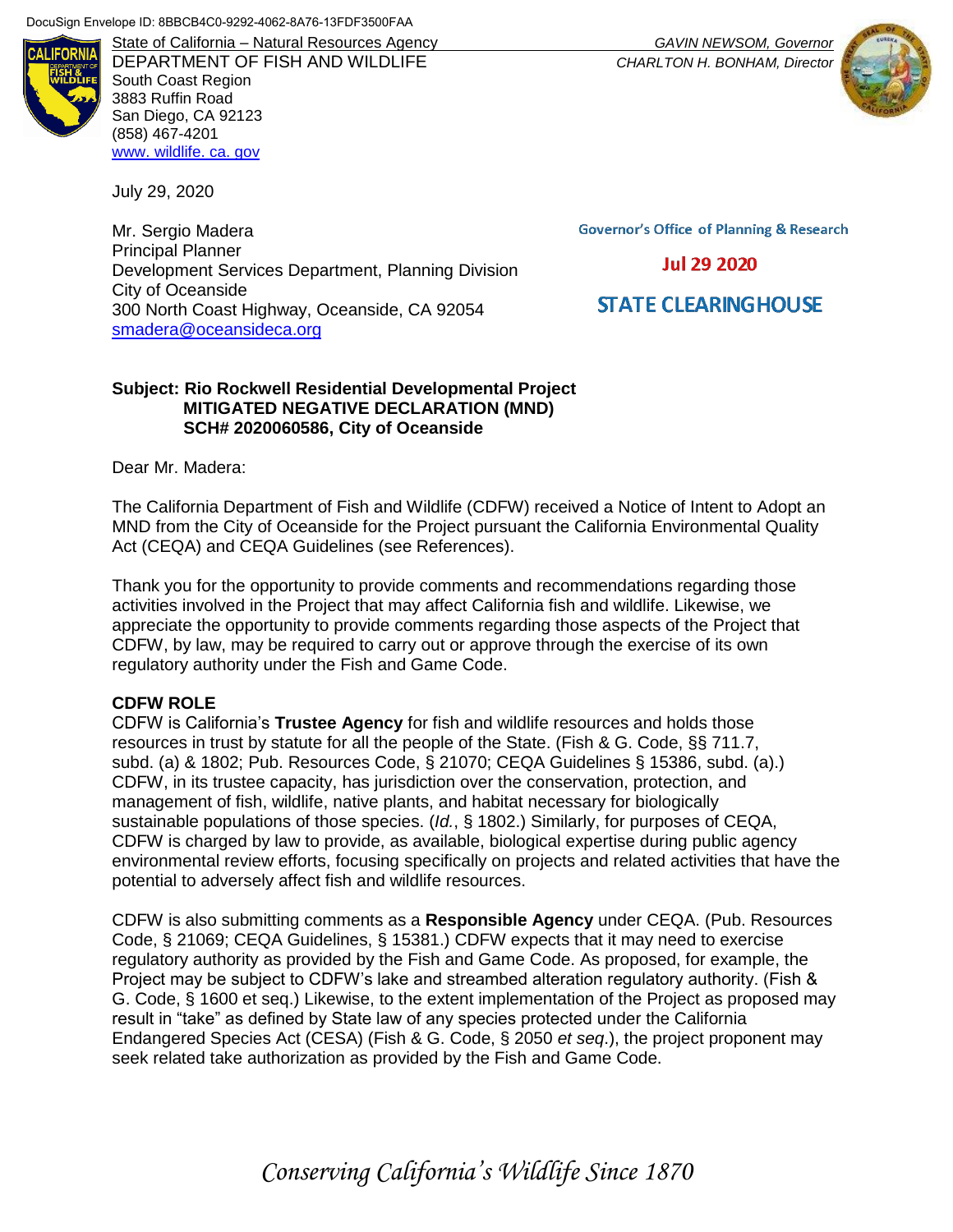DocuSign Envelope ID: 8BBCB4C0-9292-4062-8A76-13FDF3500FAA

State of California – Natural Resources Agency
DEPARTMENT OF FISH AND WILDLIFE
South Coast Region
3883 Ruffin Road
San Diego, CA 92123
(858) 467-4201
www. wildlife. ca. gov

*GAVIN NEWSOM, Governor*
*CHARLTON H. BONHAM, Director*

July 29, 2020

Governor's Office of Planning & Research

Jul 29 2020

STATE CLEARINGHOUSE

Mr. Sergio Madera
Principal Planner
Development Services Department, Planning Division
City of Oceanside
300 North Coast Highway, Oceanside, CA 92054
smadera@oceansideca.org

**Subject: Rio Rockwell Residential Developmental Project**
**MITIGATED NEGATIVE DECLARATION (MND)**
**SCH# 2020060586, City of Oceanside**

Dear Mr. Madera:

The California Department of Fish and Wildlife (CDFW) received a Notice of Intent to Adopt an MND from the City of Oceanside for the Project pursuant the California Environmental Quality Act (CEQA) and CEQA Guidelines (see References).

Thank you for the opportunity to provide comments and recommendations regarding those activities involved in the Project that may affect California fish and wildlife. Likewise, we appreciate the opportunity to provide comments regarding those aspects of the Project that CDFW, by law, may be required to carry out or approve through the exercise of its own regulatory authority under the Fish and Game Code.

**CDFW ROLE**

CDFW is California's **Trustee Agency** for fish and wildlife resources and holds those resources in trust by statute for all the people of the State. (Fish & G. Code, §§ 711.7, subd. (a) & 1802; Pub. Resources Code, § 21070; CEQA Guidelines § 15386, subd. (a).) CDFW, in its trustee capacity, has jurisdiction over the conservation, protection, and management of fish, wildlife, native plants, and habitat necessary for biologically sustainable populations of those species. (*Id.*, § 1802.) Similarly, for purposes of CEQA, CDFW is charged by law to provide, as available, biological expertise during public agency environmental review efforts, focusing specifically on projects and related activities that have the potential to adversely affect fish and wildlife resources.

CDFW is also submitting comments as a **Responsible Agency** under CEQA. (Pub. Resources Code, § 21069; CEQA Guidelines, § 15381.) CDFW expects that it may need to exercise regulatory authority as provided by the Fish and Game Code. As proposed, for example, the Project may be subject to CDFW's lake and streambed alteration regulatory authority. (Fish & G. Code, § 1600 et seq.) Likewise, to the extent implementation of the Project as proposed may result in "take" as defined by State law of any species protected under the California Endangered Species Act (CESA) (Fish & G. Code, § 2050 *et seq.*), the project proponent may seek related take authorization as provided by the Fish and Game Code.

*Conserving California's Wildlife Since 1870*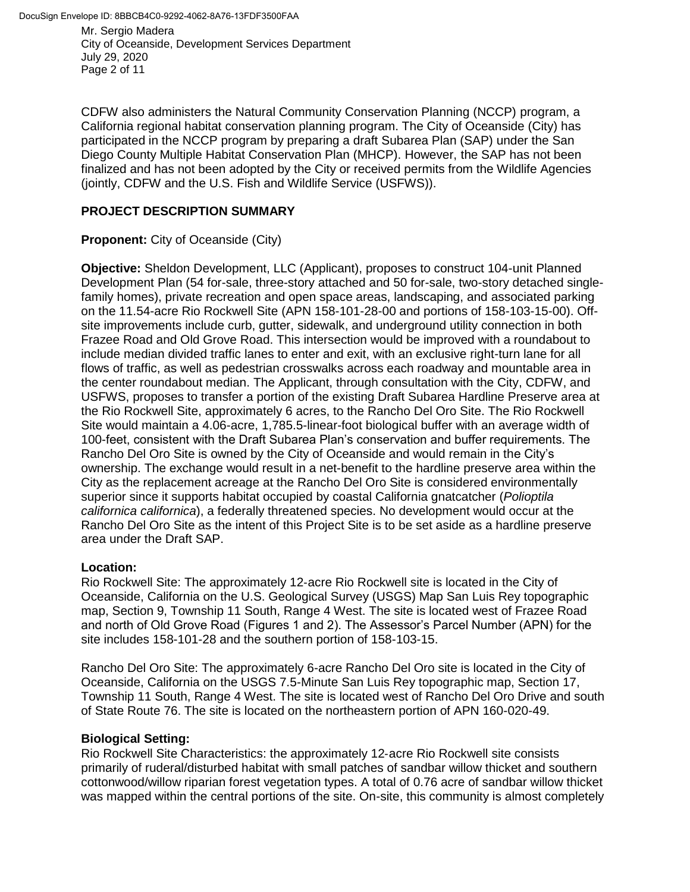CDFW also administers the Natural Community Conservation Planning (NCCP) program, a California regional habitat conservation planning program. The City of Oceanside (City) has participated in the NCCP program by preparing a draft Subarea Plan (SAP) under the San Diego County Multiple Habitat Conservation Plan (MHCP). However, the SAP has not been finalized and has not been adopted by the City or received permits from the Wildlife Agencies (jointly, CDFW and the U.S. Fish and Wildlife Service (USFWS)).

## PROJECT DESCRIPTION SUMMARY

**Proponent:** City of Oceanside (City)

**Objective:** Sheldon Development, LLC (Applicant), proposes to construct 104-unit Planned Development Plan (54 for-sale, three-story attached and 50 for-sale, two-story detached single-family homes), private recreation and open space areas, landscaping, and associated parking on the 11.54-acre Rio Rockwell Site (APN 158-101-28-00 and portions of 158-103-15-00). Off-site improvements include curb, gutter, sidewalk, and underground utility connection in both Frazee Road and Old Grove Road. This intersection would be improved with a roundabout to include median divided traffic lanes to enter and exit, with an exclusive right-turn lane for all flows of traffic, as well as pedestrian crosswalks across each roadway and mountable area in the center roundabout median. The Applicant, through consultation with the City, CDFW, and USFWS, proposes to transfer a portion of the existing Draft Subarea Hardline Preserve area at the Rio Rockwell Site, approximately 6 acres, to the Rancho Del Oro Site. The Rio Rockwell Site would maintain a 4.06-acre, 1,785.5-linear-foot biological buffer with an average width of 100-feet, consistent with the Draft Subarea Plan's conservation and buffer requirements. The Rancho Del Oro Site is owned by the City of Oceanside and would remain in the City's ownership. The exchange would result in a net-benefit to the hardline preserve area within the City as the replacement acreage at the Rancho Del Oro Site is considered environmentally superior since it supports habitat occupied by coastal California gnatcatcher (*Polioptila californica californica*), a federally threatened species. No development would occur at the Rancho Del Oro Site as the intent of this Project Site is to be set aside as a hardline preserve area under the Draft SAP.

**Location:**

Rio Rockwell Site: The approximately 12-acre Rio Rockwell site is located in the City of Oceanside, California on the U.S. Geological Survey (USGS) Map San Luis Rey topographic map, Section 9, Township 11 South, Range 4 West. The site is located west of Frazee Road and north of Old Grove Road (Figures 1 and 2). The Assessor's Parcel Number (APN) for the site includes 158-101-28 and the southern portion of 158-103-15.

Rancho Del Oro Site: The approximately 6-acre Rancho Del Oro site is located in the City of Oceanside, California on the USGS 7.5-Minute San Luis Rey topographic map, Section 17, Township 11 South, Range 4 West. The site is located west of Rancho Del Oro Drive and south of State Route 76. The site is located on the northeastern portion of APN 160-020-49.

**Biological Setting:**

Rio Rockwell Site Characteristics: the approximately 12-acre Rio Rockwell site consists primarily of ruderal/disturbed habitat with small patches of sandbar willow thicket and southern cottonwood/willow riparian forest vegetation types. A total of 0.76 acre of sandbar willow thicket was mapped within the central portions of the site. On-site, this community is almost completely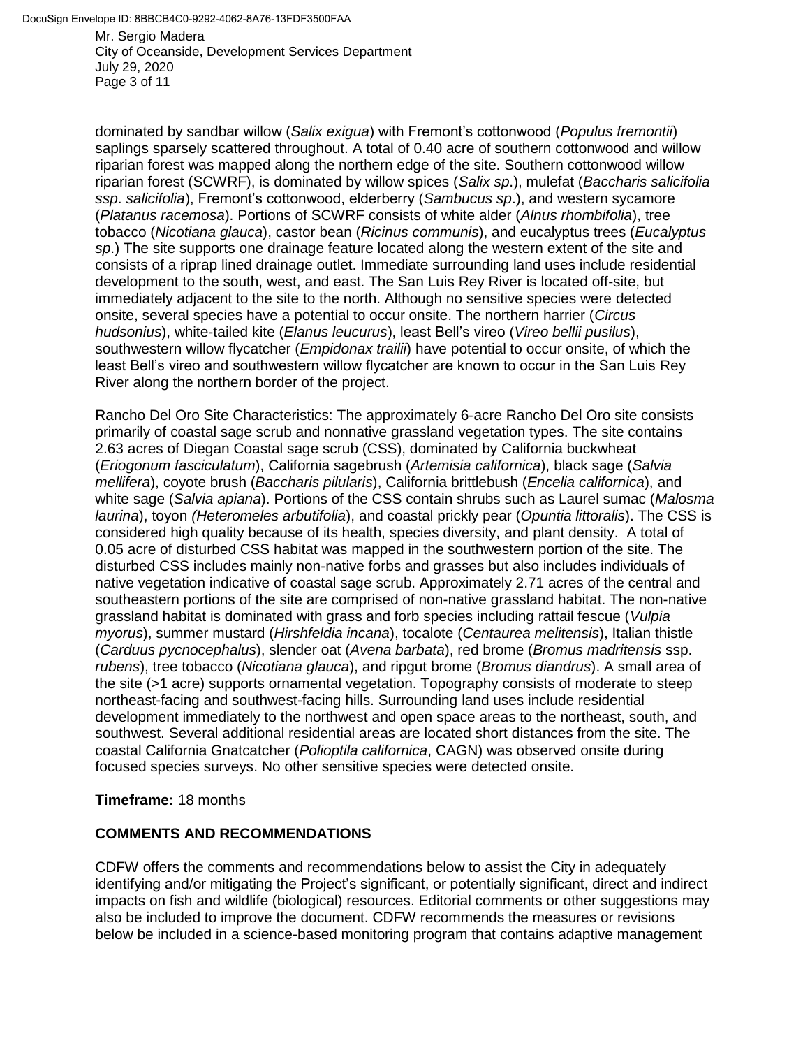dominated by sandbar willow (*Salix exigua*) with Fremont's cottonwood (*Populus fremontii*) saplings sparsely scattered throughout. A total of 0.40 acre of southern cottonwood and willow riparian forest was mapped along the northern edge of the site. Southern cottonwood willow riparian forest (SCWRF), is dominated by willow spices (*Salix sp*.), mulefat (*Baccharis salicifolia ssp*. *salicifolia*), Fremont's cottonwood, elderberry (*Sambucus sp*.), and western sycamore (*Platanus racemosa*). Portions of SCWRF consists of white alder (*Alnus rhombifolia*), tree tobacco (*Nicotiana glauca*), castor bean (*Ricinus communis*), and eucalyptus trees (*Eucalyptus sp*.) The site supports one drainage feature located along the western extent of the site and consists of a riprap lined drainage outlet. Immediate surrounding land uses include residential development to the south, west, and east. The San Luis Rey River is located off-site, but immediately adjacent to the site to the north. Although no sensitive species were detected onsite, several species have a potential to occur onsite. The northern harrier (*Circus hudsonius*), white-tailed kite (*Elanus leucurus*), least Bell's vireo (*Vireo bellii pusilus*), southwestern willow flycatcher (*Empidonax trailii*) have potential to occur onsite, of which the least Bell's vireo and southwestern willow flycatcher are known to occur in the San Luis Rey River along the northern border of the project.

Rancho Del Oro Site Characteristics: The approximately 6-acre Rancho Del Oro site consists primarily of coastal sage scrub and nonnative grassland vegetation types. The site contains 2.63 acres of Diegan Coastal sage scrub (CSS), dominated by California buckwheat (*Eriogonum fasciculatum*), California sagebrush (*Artemisia californica*), black sage (*Salvia mellifera*), coyote brush (*Baccharis pilularis*), California brittlebush (*Encelia californica*), and white sage (*Salvia apiana*). Portions of the CSS contain shrubs such as Laurel sumac (*Malosma laurina*), toyon *(Heteromeles arbutifolia*), and coastal prickly pear (*Opuntia littoralis*). The CSS is considered high quality because of its health, species diversity, and plant density. A total of 0.05 acre of disturbed CSS habitat was mapped in the southwestern portion of the site. The disturbed CSS includes mainly non-native forbs and grasses but also includes individuals of native vegetation indicative of coastal sage scrub. Approximately 2.71 acres of the central and southeastern portions of the site are comprised of non-native grassland habitat. The non-native grassland habitat is dominated with grass and forb species including rattail fescue (*Vulpia myorus*), summer mustard (*Hirshfeldia incana*), tocalote (*Centaurea melitensis*), Italian thistle (*Carduus pycnocephalus*), slender oat (*Avena barbata*), red brome (*Bromus madritensis* ssp. *rubens*), tree tobacco (*Nicotiana glauca*), and ripgut brome (*Bromus diandrus*). A small area of the site (>1 acre) supports ornamental vegetation. Topography consists of moderate to steep northeast-facing and southwest-facing hills. Surrounding land uses include residential development immediately to the northwest and open space areas to the northeast, south, and southwest. Several additional residential areas are located short distances from the site. The coastal California Gnatcatcher (*Polioptila californica*, CAGN) was observed onsite during focused species surveys. No other sensitive species were detected onsite.

**Timeframe:** 18 months

## COMMENTS AND RECOMMENDATIONS

CDFW offers the comments and recommendations below to assist the City in adequately identifying and/or mitigating the Project's significant, or potentially significant, direct and indirect impacts on fish and wildlife (biological) resources. Editorial comments or other suggestions may also be included to improve the document. CDFW recommends the measures or revisions below be included in a science-based monitoring program that contains adaptive management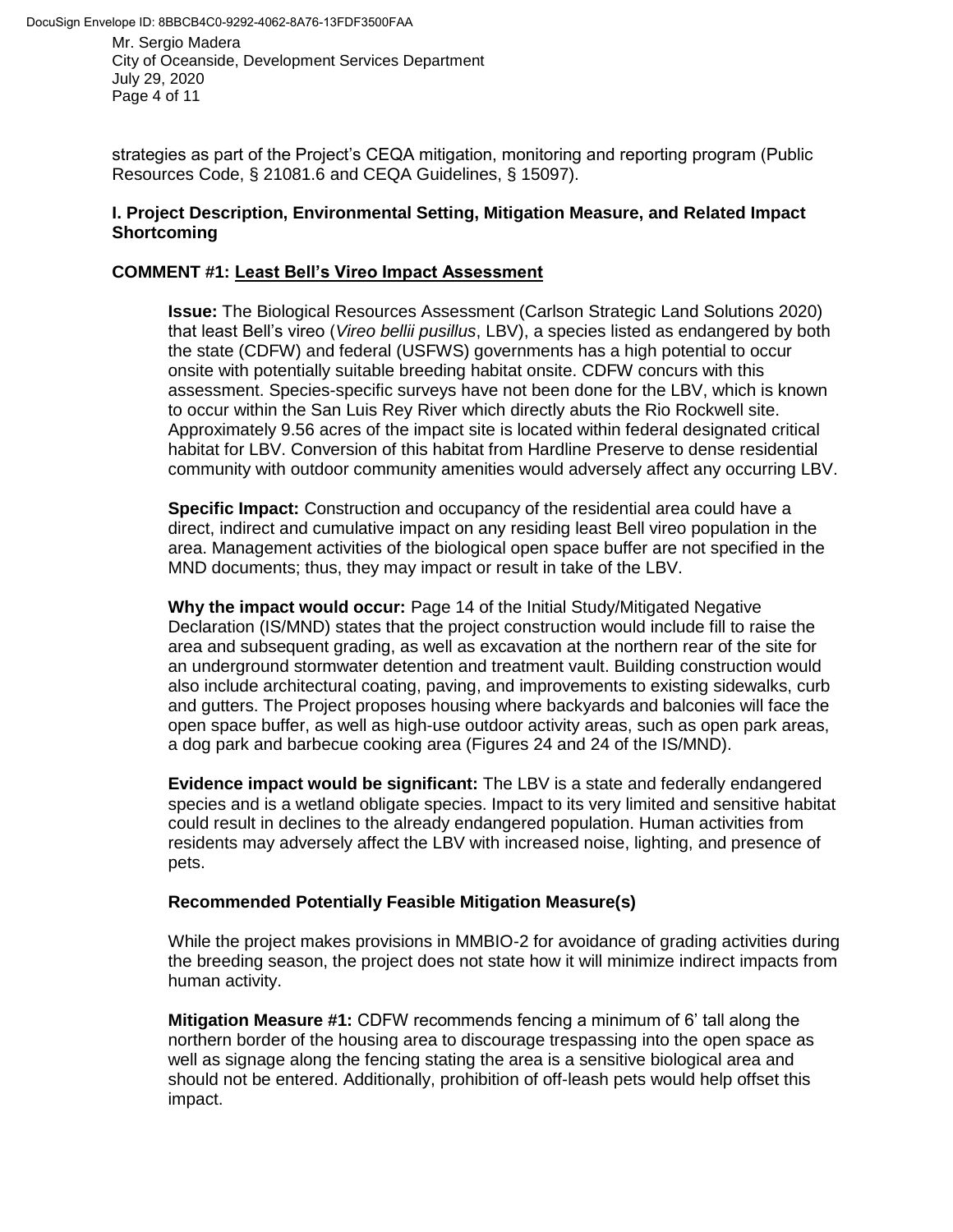strategies as part of the Project's CEQA mitigation, monitoring and reporting program (Public Resources Code, § 21081.6 and CEQA Guidelines, § 15097).

## I. Project Description, Environmental Setting, Mitigation Measure, and Related Impact Shortcoming

### COMMENT #1: Least Bell's Vireo Impact Assessment

**Issue:** The Biological Resources Assessment (Carlson Strategic Land Solutions 2020) that least Bell's vireo (*Vireo bellii pusillus*, LBV), a species listed as endangered by both the state (CDFW) and federal (USFWS) governments has a high potential to occur onsite with potentially suitable breeding habitat onsite. CDFW concurs with this assessment. Species-specific surveys have not been done for the LBV, which is known to occur within the San Luis Rey River which directly abuts the Rio Rockwell site. Approximately 9.56 acres of the impact site is located within federal designated critical habitat for LBV. Conversion of this habitat from Hardline Preserve to dense residential community with outdoor community amenities would adversely affect any occurring LBV.

**Specific Impact:** Construction and occupancy of the residential area could have a direct, indirect and cumulative impact on any residing least Bell vireo population in the area. Management activities of the biological open space buffer are not specified in the MND documents; thus, they may impact or result in take of the LBV.

**Why the impact would occur:** Page 14 of the Initial Study/Mitigated Negative Declaration (IS/MND) states that the project construction would include fill to raise the area and subsequent grading, as well as excavation at the northern rear of the site for an underground stormwater detention and treatment vault. Building construction would also include architectural coating, paving, and improvements to existing sidewalks, curb and gutters. The Project proposes housing where backyards and balconies will face the open space buffer, as well as high-use outdoor activity areas, such as open park areas, a dog park and barbecue cooking area (Figures 24 and 24 of the IS/MND).

**Evidence impact would be significant:** The LBV is a state and federally endangered species and is a wetland obligate species. Impact to its very limited and sensitive habitat could result in declines to the already endangered population. Human activities from residents may adversely affect the LBV with increased noise, lighting, and presence of pets.

**Recommended Potentially Feasible Mitigation Measure(s)**

While the project makes provisions in MMBIO-2 for avoidance of grading activities during the breeding season, the project does not state how it will minimize indirect impacts from human activity.

**Mitigation Measure #1:** CDFW recommends fencing a minimum of 6' tall along the northern border of the housing area to discourage trespassing into the open space as well as signage along the fencing stating the area is a sensitive biological area and should not be entered. Additionally, prohibition of off-leash pets would help offset this impact.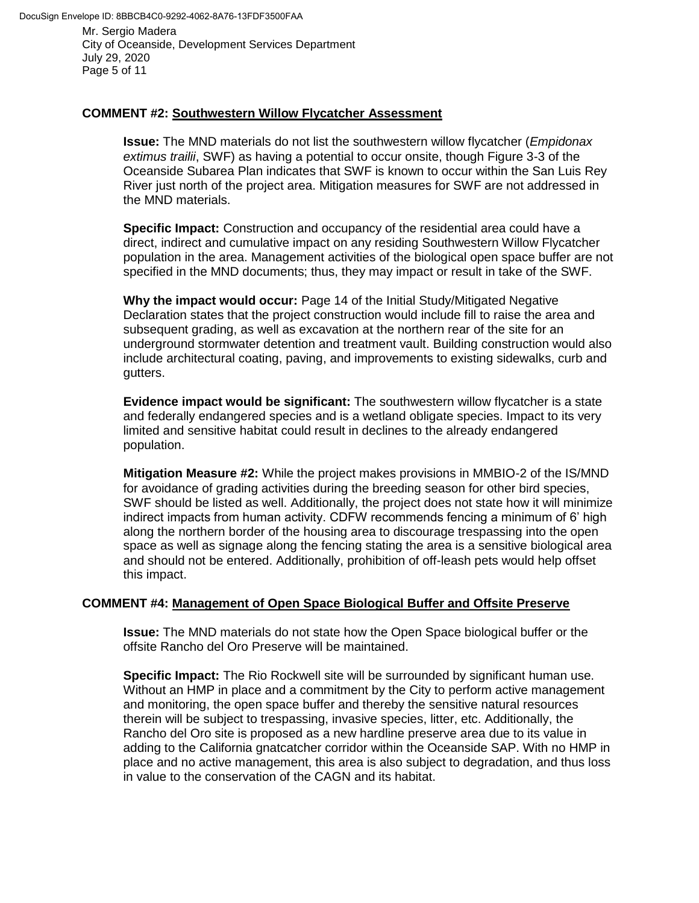**COMMENT #2: Southwestern Willow Flycatcher Assessment**

**Issue:** The MND materials do not list the southwestern willow flycatcher (*Empidonax extimus trailii*, SWF) as having a potential to occur onsite, though Figure 3-3 of the Oceanside Subarea Plan indicates that SWF is known to occur within the San Luis Rey River just north of the project area. Mitigation measures for SWF are not addressed in the MND materials.

**Specific Impact:** Construction and occupancy of the residential area could have a direct, indirect and cumulative impact on any residing Southwestern Willow Flycatcher population in the area. Management activities of the biological open space buffer are not specified in the MND documents; thus, they may impact or result in take of the SWF.

**Why the impact would occur:** Page 14 of the Initial Study/Mitigated Negative Declaration states that the project construction would include fill to raise the area and subsequent grading, as well as excavation at the northern rear of the site for an underground stormwater detention and treatment vault. Building construction would also include architectural coating, paving, and improvements to existing sidewalks, curb and gutters.

**Evidence impact would be significant:** The southwestern willow flycatcher is a state and federally endangered species and is a wetland obligate species. Impact to its very limited and sensitive habitat could result in declines to the already endangered population.

**Mitigation Measure #2:** While the project makes provisions in MMBIO-2 of the IS/MND for avoidance of grading activities during the breeding season for other bird species, SWF should be listed as well. Additionally, the project does not state how it will minimize indirect impacts from human activity. CDFW recommends fencing a minimum of 6' high along the northern border of the housing area to discourage trespassing into the open space as well as signage along the fencing stating the area is a sensitive biological area and should not be entered. Additionally, prohibition of off-leash pets would help offset this impact.

**COMMENT #4: Management of Open Space Biological Buffer and Offsite Preserve**

**Issue:** The MND materials do not state how the Open Space biological buffer or the offsite Rancho del Oro Preserve will be maintained.

**Specific Impact:** The Rio Rockwell site will be surrounded by significant human use. Without an HMP in place and a commitment by the City to perform active management and monitoring, the open space buffer and thereby the sensitive natural resources therein will be subject to trespassing, invasive species, litter, etc. Additionally, the Rancho del Oro site is proposed as a new hardline preserve area due to its value in adding to the California gnatcatcher corridor within the Oceanside SAP. With no HMP in place and no active management, this area is also subject to degradation, and thus loss in value to the conservation of the CAGN and its habitat.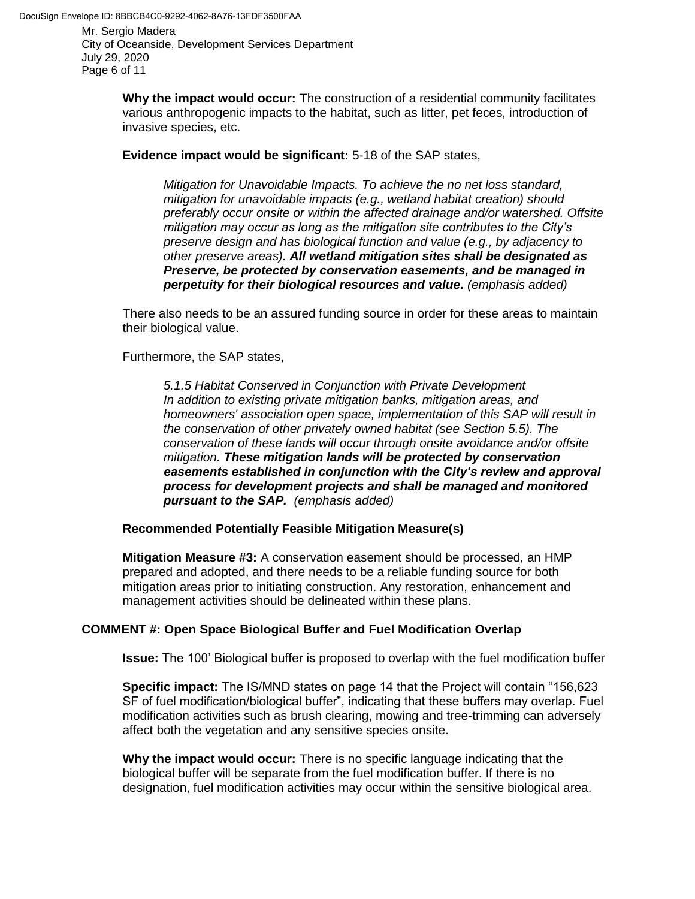**Why the impact would occur:** The construction of a residential community facilitates various anthropogenic impacts to the habitat, such as litter, pet feces, introduction of invasive species, etc.

**Evidence impact would be significant:** 5-18 of the SAP states,

> *Mitigation for Unavoidable Impacts. To achieve the no net loss standard, mitigation for unavoidable impacts (e.g., wetland habitat creation) should preferably occur onsite or within the affected drainage and/or watershed. Offsite mitigation may occur as long as the mitigation site contributes to the City's preserve design and has biological function and value (e.g., by adjacency to other preserve areas).* ***All wetland mitigation sites shall be designated as Preserve, be protected by conservation easements, and be managed in perpetuity for their biological resources and value.*** *(emphasis added)*

There also needs to be an assured funding source in order for these areas to maintain their biological value.

Furthermore, the SAP states,

> *5.1.5 Habitat Conserved in Conjunction with Private Development*
> *In addition to existing private mitigation banks, mitigation areas, and homeowners' association open space, implementation of this SAP will result in the conservation of other privately owned habitat (see Section 5.5). The conservation of these lands will occur through onsite avoidance and/or offsite mitigation.* ***These mitigation lands will be protected by conservation easements established in conjunction with the City's review and approval process for development projects and shall be managed and monitored pursuant to the SAP.*** *(emphasis added)*

**Recommended Potentially Feasible Mitigation Measure(s)**

**Mitigation Measure #3:** A conservation easement should be processed, an HMP prepared and adopted, and there needs to be a reliable funding source for both mitigation areas prior to initiating construction. Any restoration, enhancement and management activities should be delineated within these plans.

**COMMENT #: Open Space Biological Buffer and Fuel Modification Overlap**

**Issue:** The 100' Biological buffer is proposed to overlap with the fuel modification buffer

**Specific impact:** The IS/MND states on page 14 that the Project will contain "156,623 SF of fuel modification/biological buffer", indicating that these buffers may overlap. Fuel modification activities such as brush clearing, mowing and tree-trimming can adversely affect both the vegetation and any sensitive species onsite.

**Why the impact would occur:** There is no specific language indicating that the biological buffer will be separate from the fuel modification buffer. If there is no designation, fuel modification activities may occur within the sensitive biological area.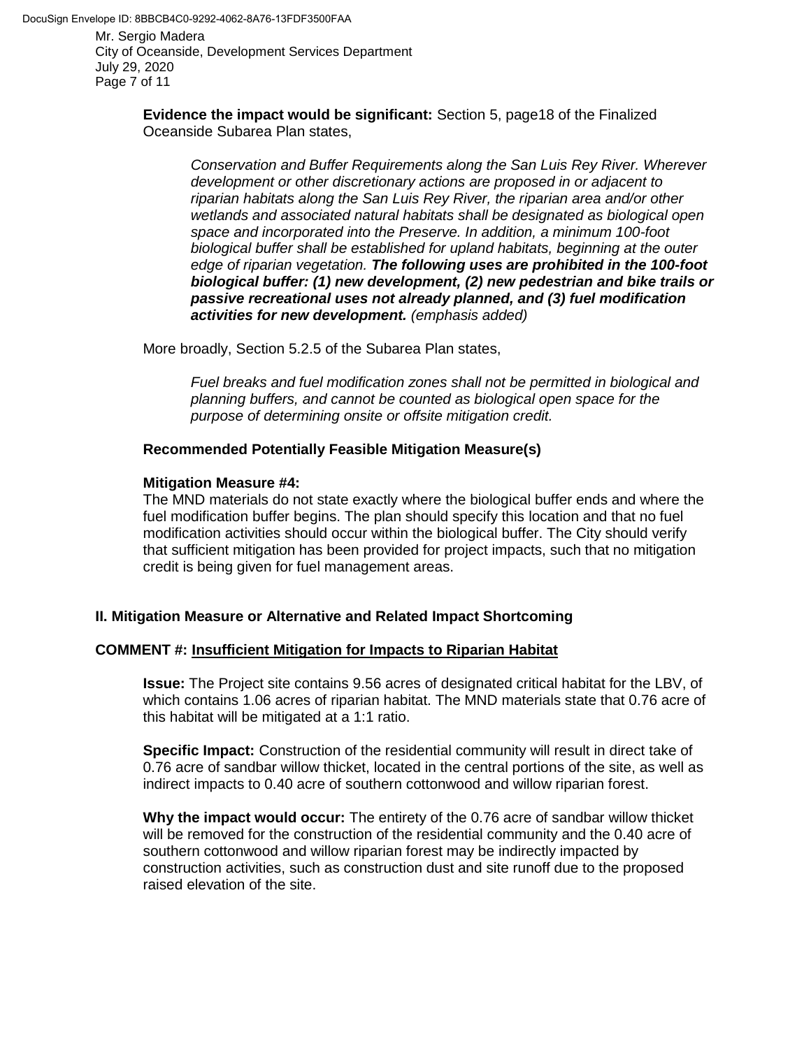**Evidence the impact would be significant:** Section 5, page18 of the Finalized Oceanside Subarea Plan states,

> *Conservation and Buffer Requirements along the San Luis Rey River. Wherever development or other discretionary actions are proposed in or adjacent to riparian habitats along the San Luis Rey River, the riparian area and/or other wetlands and associated natural habitats shall be designated as biological open space and incorporated into the Preserve. In addition, a minimum 100-foot biological buffer shall be established for upland habitats, beginning at the outer edge of riparian vegetation.* ***The following uses are prohibited in the 100-foot biological buffer: (1) new development, (2) new pedestrian and bike trails or passive recreational uses not already planned, and (3) fuel modification activities for new development.*** *(emphasis added)*

More broadly, Section 5.2.5 of the Subarea Plan states,

> *Fuel breaks and fuel modification zones shall not be permitted in biological and planning buffers, and cannot be counted as biological open space for the purpose of determining onsite or offsite mitigation credit.*

**Recommended Potentially Feasible Mitigation Measure(s)**

**Mitigation Measure #4:**
The MND materials do not state exactly where the biological buffer ends and where the fuel modification buffer begins. The plan should specify this location and that no fuel modification activities should occur within the biological buffer. The City should verify that sufficient mitigation has been provided for project impacts, such that no mitigation credit is being given for fuel management areas.

## II. Mitigation Measure or Alternative and Related Impact Shortcoming

**COMMENT #: <u>Insufficient Mitigation for Impacts to Riparian Habitat</u>**

**Issue:** The Project site contains 9.56 acres of designated critical habitat for the LBV, of which contains 1.06 acres of riparian habitat. The MND materials state that 0.76 acre of this habitat will be mitigated at a 1:1 ratio.

**Specific Impact:** Construction of the residential community will result in direct take of 0.76 acre of sandbar willow thicket, located in the central portions of the site, as well as indirect impacts to 0.40 acre of southern cottonwood and willow riparian forest.

**Why the impact would occur:** The entirety of the 0.76 acre of sandbar willow thicket will be removed for the construction of the residential community and the 0.40 acre of southern cottonwood and willow riparian forest may be indirectly impacted by construction activities, such as construction dust and site runoff due to the proposed raised elevation of the site.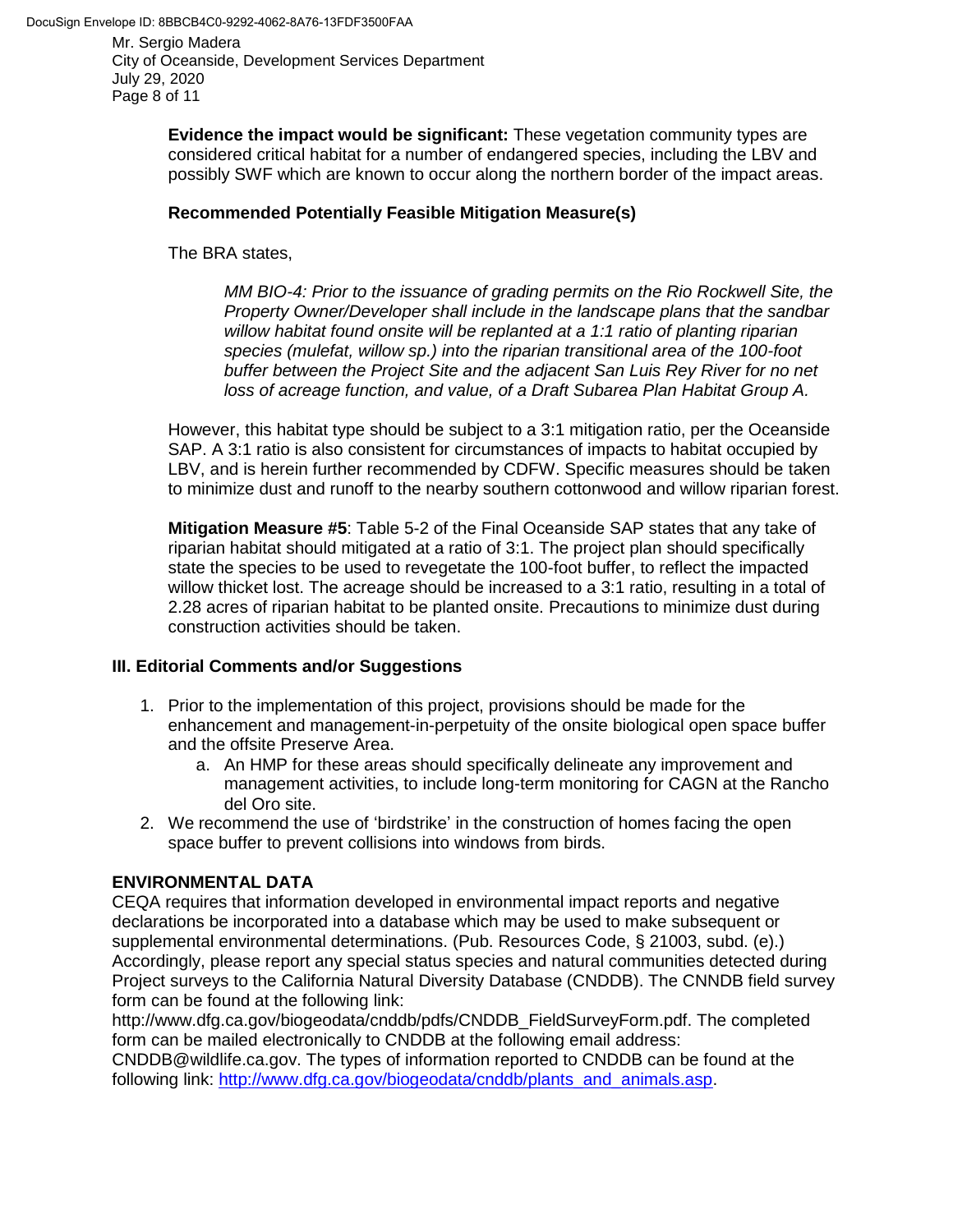**Evidence the impact would be significant:** These vegetation community types are considered critical habitat for a number of endangered species, including the LBV and possibly SWF which are known to occur along the northern border of the impact areas.

**Recommended Potentially Feasible Mitigation Measure(s)**

The BRA states,

> *MM BIO-4: Prior to the issuance of grading permits on the Rio Rockwell Site, the Property Owner/Developer shall include in the landscape plans that the sandbar willow habitat found onsite will be replanted at a 1:1 ratio of planting riparian species (mulefat, willow sp.) into the riparian transitional area of the 100-foot buffer between the Project Site and the adjacent San Luis Rey River for no net loss of acreage function, and value, of a Draft Subarea Plan Habitat Group A.*

However, this habitat type should be subject to a 3:1 mitigation ratio, per the Oceanside SAP. A 3:1 ratio is also consistent for circumstances of impacts to habitat occupied by LBV, and is herein further recommended by CDFW. Specific measures should be taken to minimize dust and runoff to the nearby southern cottonwood and willow riparian forest.

**Mitigation Measure #5**: Table 5-2 of the Final Oceanside SAP states that any take of riparian habitat should mitigated at a ratio of 3:1. The project plan should specifically state the species to be used to revegetate the 100-foot buffer, to reflect the impacted willow thicket lost. The acreage should be increased to a 3:1 ratio, resulting in a total of 2.28 acres of riparian habitat to be planted onsite. Precautions to minimize dust during construction activities should be taken.

## III. Editorial Comments and/or Suggestions

1. Prior to the implementation of this project, provisions should be made for the enhancement and management-in-perpetuity of the onsite biological open space buffer and the offsite Preserve Area.
   a. An HMP for these areas should specifically delineate any improvement and management activities, to include long-term monitoring for CAGN at the Rancho del Oro site.
2. We recommend the use of 'birdstrike' in the construction of homes facing the open space buffer to prevent collisions into windows from birds.

## ENVIRONMENTAL DATA

CEQA requires that information developed in environmental impact reports and negative declarations be incorporated into a database which may be used to make subsequent or supplemental environmental determinations. (Pub. Resources Code, § 21003, subd. (e).) Accordingly, please report any special status species and natural communities detected during Project surveys to the California Natural Diversity Database (CNDDB). The CNNDB field survey form can be found at the following link: http://www.dfg.ca.gov/biogeodata/cnddb/pdfs/CNDDB_FieldSurveyForm.pdf. The completed form can be mailed electronically to CNDDB at the following email address: CNDDB@wildlife.ca.gov. The types of information reported to CNDDB can be found at the following link: http://www.dfg.ca.gov/biogeodata/cnddb/plants_and_animals.asp.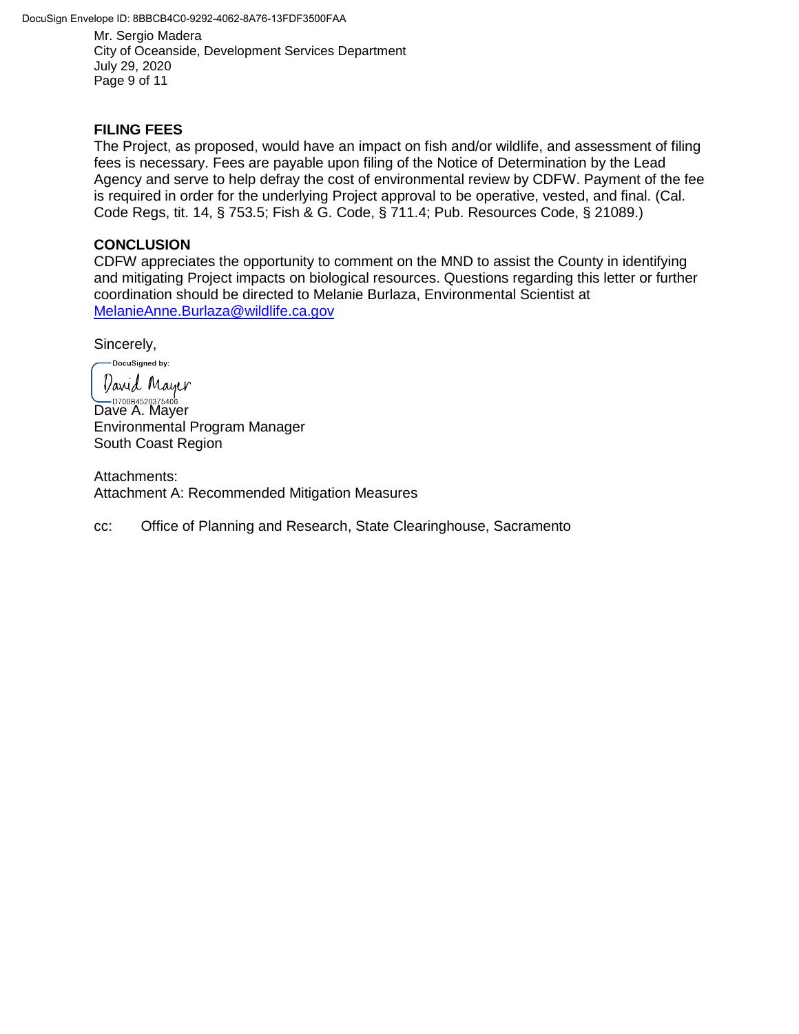## FILING FEES

The Project, as proposed, would have an impact on fish and/or wildlife, and assessment of filing fees is necessary. Fees are payable upon filing of the Notice of Determination by the Lead Agency and serve to help defray the cost of environmental review by CDFW. Payment of the fee is required in order for the underlying Project approval to be operative, vested, and final. (Cal. Code Regs, tit. 14, § 753.5; Fish & G. Code, § 711.4; Pub. Resources Code, § 21089.)

## CONCLUSION

CDFW appreciates the opportunity to comment on the MND to assist the County in identifying and mitigating Project impacts on biological resources. Questions regarding this letter or further coordination should be directed to Melanie Burlaza, Environmental Scientist at MelanieAnne.Burlaza@wildlife.ca.gov

Sincerely,

DocuSigned by:
David Mayer
D700B4520375406

Dave A. Mayer
Environmental Program Manager
South Coast Region

Attachments:
Attachment A: Recommended Mitigation Measures

cc: Office of Planning and Research, State Clearinghouse, Sacramento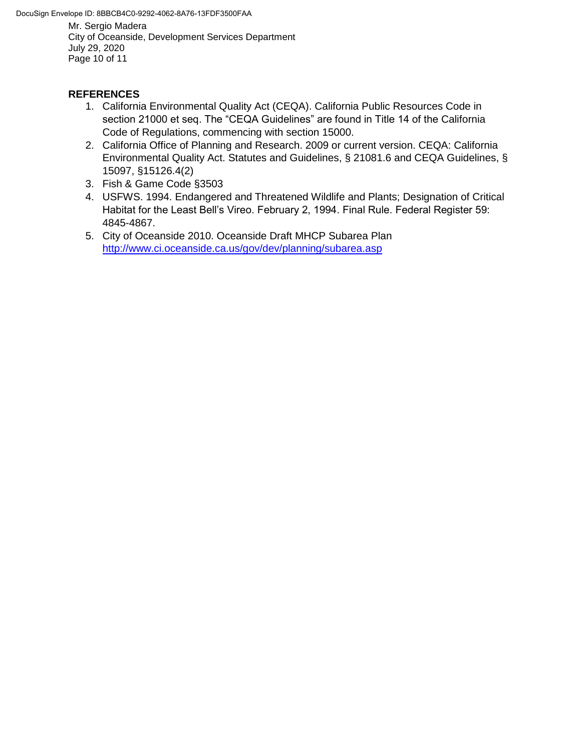## REFERENCES

1. California Environmental Quality Act (CEQA). California Public Resources Code in section 21000 et seq. The "CEQA Guidelines" are found in Title 14 of the California Code of Regulations, commencing with section 15000.
2. California Office of Planning and Research. 2009 or current version. CEQA: California Environmental Quality Act. Statutes and Guidelines, § 21081.6 and CEQA Guidelines, § 15097, §15126.4(2)
3. Fish & Game Code §3503
4. USFWS. 1994. Endangered and Threatened Wildlife and Plants; Designation of Critical Habitat for the Least Bell's Vireo. February 2, 1994. Final Rule. Federal Register 59: 4845-4867.
5. City of Oceanside 2010. Oceanside Draft MHCP Subarea Plan http://www.ci.oceanside.ca.us/gov/dev/planning/subarea.asp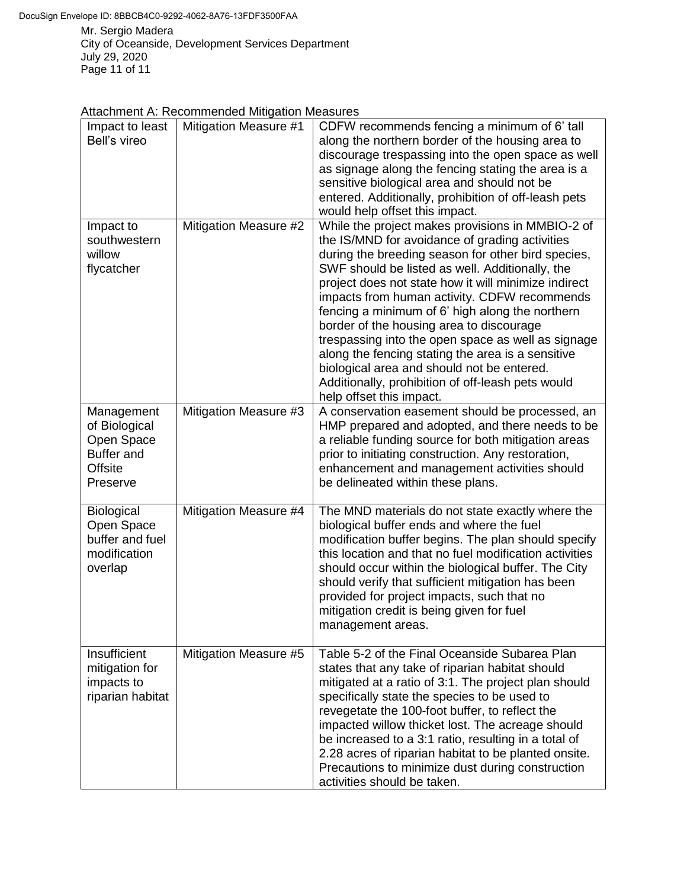Attachment A: Recommended Mitigation Measures

| | | |
|---|---|---|
| Impact to least Bell's vireo | Mitigation Measure #1 | CDFW recommends fencing a minimum of 6' tall along the northern border of the housing area to discourage trespassing into the open space as well as signage along the fencing stating the area is a sensitive biological area and should not be entered. Additionally, prohibition of off-leash pets would help offset this impact. |
| Impact to southwestern willow flycatcher | Mitigation Measure #2 | While the project makes provisions in MMBIO-2 of the IS/MND for avoidance of grading activities during the breeding season for other bird species, SWF should be listed as well. Additionally, the project does not state how it will minimize indirect impacts from human activity. CDFW recommends fencing a minimum of 6' high along the northern border of the housing area to discourage trespassing into the open space as well as signage along the fencing stating the area is a sensitive biological area and should not be entered. Additionally, prohibition of off-leash pets would help offset this impact. |
| Management of Biological Open Space Buffer and Offsite Preserve | Mitigation Measure #3 | A conservation easement should be processed, an HMP prepared and adopted, and there needs to be a reliable funding source for both mitigation areas prior to initiating construction. Any restoration, enhancement and management activities should be delineated within these plans. |
| Biological Open Space buffer and fuel modification overlap | Mitigation Measure #4 | The MND materials do not state exactly where the biological buffer ends and where the fuel modification buffer begins. The plan should specify this location and that no fuel modification activities should occur within the biological buffer. The City should verify that sufficient mitigation has been provided for project impacts, such that no mitigation credit is being given for fuel management areas. |
| Insufficient mitigation for impacts to riparian habitat | Mitigation Measure #5 | Table 5-2 of the Final Oceanside Subarea Plan states that any take of riparian habitat should mitigated at a ratio of 3:1. The project plan should specifically state the species to be used to revegetate the 100-foot buffer, to reflect the impacted willow thicket lost. The acreage should be increased to a 3:1 ratio, resulting in a total of 2.28 acres of riparian habitat to be planted onsite. Precautions to minimize dust during construction activities should be taken. |